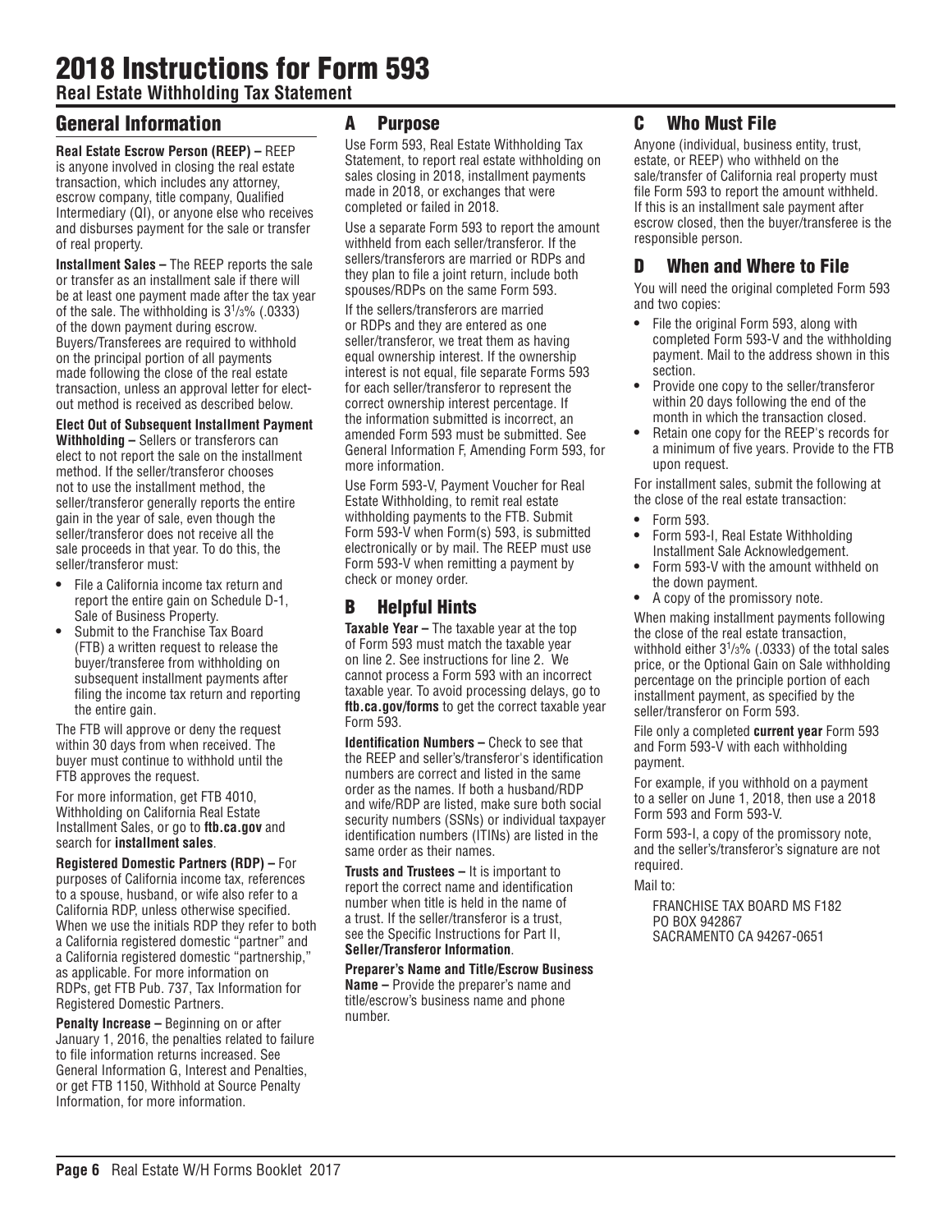# 2018 Instructions for Form 593

**Real Estate Withholding Tax Statement**

## General Information

**Real Estate Escrow Person (REEP) –** REEP is anyone involved in closing the real estate transaction, which includes any attorney, escrow company, title company, Qualified Intermediary (QI), or anyone else who receives and disburses payment for the sale or transfer of real property.

**Installment Sales –** The REEP reports the sale or transfer as an installment sale if there will be at least one payment made after the tax year of the sale. The withholding is $3^1/_3$% (.0333) of the down payment during escrow. Buyers/Transferees are required to withhold on the principal portion of all payments made following the close of the real estate transaction, unless an approval letter for elect-out method is received as described below.

**Elect Out of Subsequent Installment Payment Withholding –** Sellers or transferors can elect to not report the sale on the installment method. If the seller/transferor chooses not to use the installment method, the seller/transferor generally reports the entire gain in the year of sale, even though the seller/transferor does not receive all the sale proceeds in that year. To do this, the seller/transferor must:

- File a California income tax return and report the entire gain on Schedule D-1, Sale of Business Property.
- Submit to the Franchise Tax Board (FTB) a written request to release the buyer/transferee from withholding on subsequent installment payments after filing the income tax return and reporting the entire gain.

The FTB will approve or deny the request within 30 days from when received. The buyer must continue to withhold until the FTB approves the request.

For more information, get FTB 4010, Withholding on California Real Estate Installment Sales, or go to **ftb.ca.gov** and search for **installment sales**.

**Registered Domestic Partners (RDP) –** For purposes of California income tax, references to a spouse, husband, or wife also refer to a California RDP, unless otherwise specified. When we use the initials RDP they refer to both a California registered domestic "partner" and a California registered domestic "partnership," as applicable. For more information on RDPs, get FTB Pub. 737, Tax Information for Registered Domestic Partners.

**Penalty Increase –** Beginning on or after January 1, 2016, the penalties related to failure to file information returns increased. See General Information G, Interest and Penalties, or get FTB 1150, Withhold at Source Penalty Information, for more information.

## A Purpose

Use Form 593, Real Estate Withholding Tax Statement, to report real estate withholding on sales closing in 2018, installment payments made in 2018, or exchanges that were completed or failed in 2018.

Use a separate Form 593 to report the amount withheld from each seller/transferor. If the sellers/transferors are married or RDPs and they plan to file a joint return, include both spouses/RDPs on the same Form 593.

If the sellers/transferors are married or RDPs and they are entered as one seller/transferor, we treat them as having equal ownership interest. If the ownership interest is not equal, file separate Forms 593 for each seller/transferor to represent the correct ownership interest percentage. If the information submitted is incorrect, an amended Form 593 must be submitted. See General Information F, Amending Form 593, for more information.

Use Form 593-V, Payment Voucher for Real Estate Withholding, to remit real estate withholding payments to the FTB. Submit Form 593-V when Form(s) 593, is submitted electronically or by mail. The REEP must use Form 593-V when remitting a payment by check or money order.

## B Helpful Hints

**Taxable Year –** The taxable year at the top of Form 593 must match the taxable year on line 2. See instructions for line 2. We cannot process a Form 593 with an incorrect taxable year. To avoid processing delays, go to **ftb.ca.gov/forms** to get the correct taxable year Form 593.

**Identification Numbers –** Check to see that the REEP and seller's/transferor's identification numbers are correct and listed in the same order as the names. If both a husband/RDP and wife/RDP are listed, make sure both social security numbers (SSNs) or individual taxpayer identification numbers (ITINs) are listed in the same order as their names.

**Trusts and Trustees –** It is important to report the correct name and identification number when title is held in the name of a trust. If the seller/transferor is a trust, see the Specific Instructions for Part II, **Seller/Transferor Information**.

**Preparer's Name and Title/Escrow Business Name –** Provide the preparer's name and title/escrow's business name and phone number.

## C Who Must File

Anyone (individual, business entity, trust, estate, or REEP) who withheld on the sale/transfer of California real property must file Form 593 to report the amount withheld. If this is an installment sale payment after escrow closed, then the buyer/transferee is the responsible person.

## D When and Where to File

You will need the original completed Form 593 and two copies:

- File the original Form 593, along with completed Form 593-V and the withholding payment. Mail to the address shown in this section.
- Provide one copy to the seller/transferor within 20 days following the end of the month in which the transaction closed.
- Retain one copy for the REEP's records for a minimum of five years. Provide to the FTB upon request.

For installment sales, submit the following at the close of the real estate transaction:

- Form 593.
- Form 593-I, Real Estate Withholding Installment Sale Acknowledgement.
- Form 593-V with the amount withheld on the down payment.
- A copy of the promissory note.

When making installment payments following the close of the real estate transaction, withhold either $3^1/_3$% (.0333) of the total sales price, or the Optional Gain on Sale withholding percentage on the principle portion of each installment payment, as specified by the seller/transferor on Form 593.

File only a completed **current year** Form 593 and Form 593-V with each withholding payment.

For example, if you withhold on a payment to a seller on June 1, 2018, then use a 2018 Form 593 and Form 593-V.

Form 593-I, a copy of the promissory note, and the seller's/transferor's signature are not required.

Mail to:

FRANCHISE TAX BOARD MS F182
PO BOX 942867
SACRAMENTO CA 94267-0651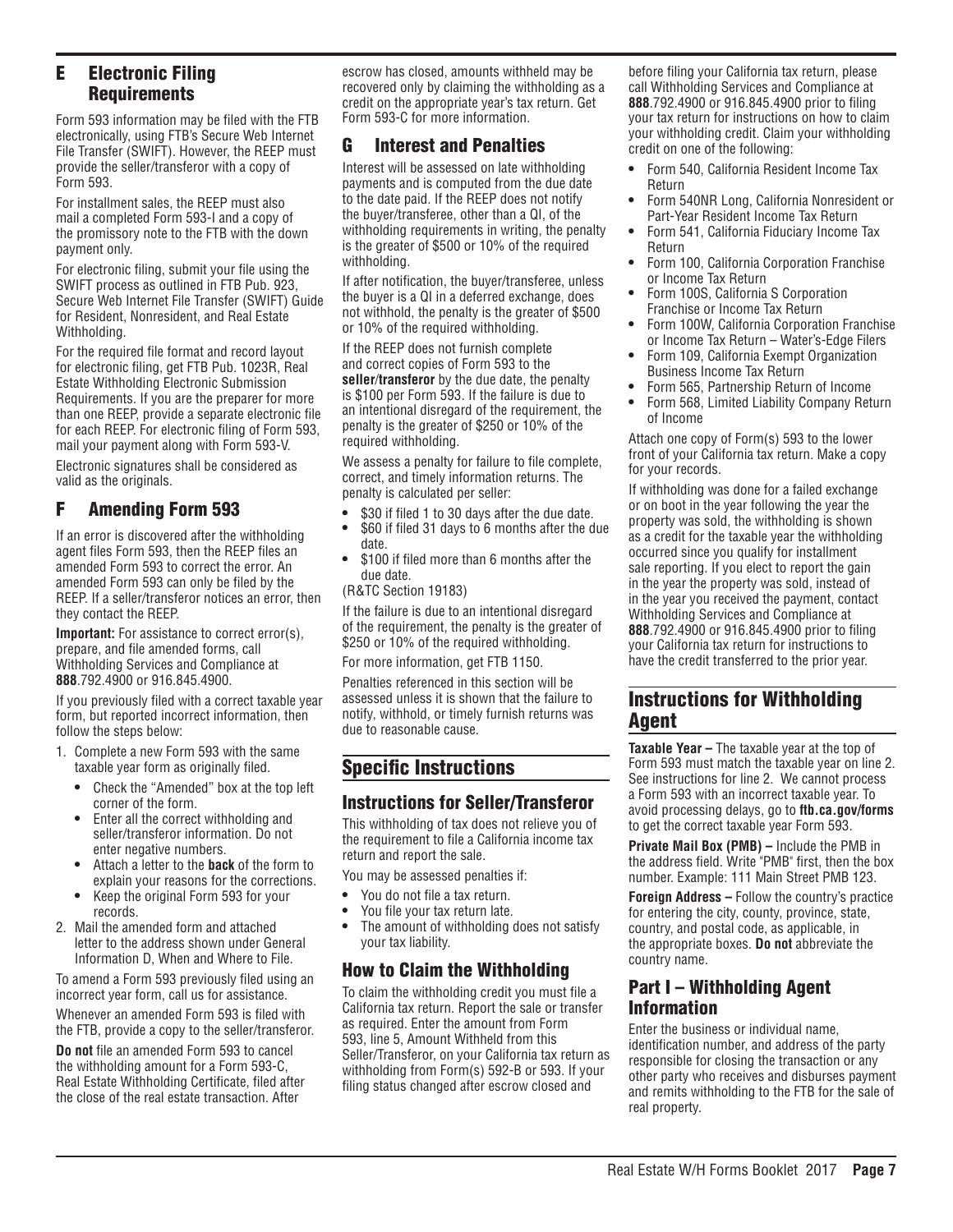## E Electronic Filing Requirements

Form 593 information may be filed with the FTB electronically, using FTB's Secure Web Internet File Transfer (SWIFT). However, the REEP must provide the seller/transferor with a copy of Form 593.

For installment sales, the REEP must also mail a completed Form 593-I and a copy of the promissory note to the FTB with the down payment only.

For electronic filing, submit your file using the SWIFT process as outlined in FTB Pub. 923, Secure Web Internet File Transfer (SWIFT) Guide for Resident, Nonresident, and Real Estate Withholding.

For the required file format and record layout for electronic filing, get FTB Pub. 1023R, Real Estate Withholding Electronic Submission Requirements. If you are the preparer for more than one REEP, provide a separate electronic file for each REEP. For electronic filing of Form 593, mail your payment along with Form 593-V.

Electronic signatures shall be considered as valid as the originals.

## F Amending Form 593

If an error is discovered after the withholding agent files Form 593, then the REEP files an amended Form 593 to correct the error. An amended Form 593 can only be filed by the REEP. If a seller/transferor notices an error, then they contact the REEP.

**Important:** For assistance to correct error(s), prepare, and file amended forms, call Withholding Services and Compliance at **888**.792.4900 or 916.845.4900.

If you previously filed with a correct taxable year form, but reported incorrect information, then follow the steps below:

1. Complete a new Form 593 with the same taxable year form as originally filed.
   - Check the "Amended" box at the top left corner of the form.
   - Enter all the correct withholding and seller/transferor information. Do not enter negative numbers.
   - Attach a letter to the **back** of the form to explain your reasons for the corrections.
   - Keep the original Form 593 for your records.
2. Mail the amended form and attached letter to the address shown under General Information D, When and Where to File.

To amend a Form 593 previously filed using an incorrect year form, call us for assistance.

Whenever an amended Form 593 is filed with the FTB, provide a copy to the seller/transferor.

**Do not** file an amended Form 593 to cancel the withholding amount for a Form 593-C, Real Estate Withholding Certificate, filed after the close of the real estate transaction. After escrow has closed, amounts withheld may be recovered only by claiming the withholding as a credit on the appropriate year's tax return. Get Form 593-C for more information.

## G Interest and Penalties

Interest will be assessed on late withholding payments and is computed from the due date to the date paid. If the REEP does not notify the buyer/transferee, other than a QI, of the withholding requirements in writing, the penalty is the greater of $500 or 10% of the required withholding.

If after notification, the buyer/transferee, unless the buyer is a QI in a deferred exchange, does not withhold, the penalty is the greater of $500 or 10% of the required withholding.

If the REEP does not furnish complete and correct copies of Form 593 to the **seller/transferor** by the due date, the penalty is $100 per Form 593. If the failure is due to an intentional disregard of the requirement, the penalty is the greater of $250 or 10% of the required withholding.

We assess a penalty for failure to file complete, correct, and timely information returns. The penalty is calculated per seller:

- $30 if filed 1 to 30 days after the due date.
- $60 if filed 31 days to 6 months after the due date.
- $100 if filed more than 6 months after the due date.

(R&TC Section 19183)

If the failure is due to an intentional disregard of the requirement, the penalty is the greater of $250 or 10% of the required withholding.

For more information, get FTB 1150.

Penalties referenced in this section will be assessed unless it is shown that the failure to notify, withhold, or timely furnish returns was due to reasonable cause.

# Specific Instructions

## Instructions for Seller/Transferor

This withholding of tax does not relieve you of the requirement to file a California income tax return and report the sale.

You may be assessed penalties if:

- You do not file a tax return.
- You file your tax return late.
- The amount of withholding does not satisfy your tax liability.

## How to Claim the Withholding

To claim the withholding credit you must file a California tax return. Report the sale or transfer as required. Enter the amount from Form 593, line 5, Amount Withheld from this Seller/Transferor, on your California tax return as withholding from Form(s) 592-B or 593. If your filing status changed after escrow closed and before filing your California tax return, please call Withholding Services and Compliance at **888**.792.4900 or 916.845.4900 prior to filing your tax return for instructions on how to claim your withholding credit. Claim your withholding credit on one of the following:

- Form 540, California Resident Income Tax Return
- Form 540NR Long, California Nonresident or Part-Year Resident Income Tax Return
- Form 541, California Fiduciary Income Tax Return
- Form 100, California Corporation Franchise or Income Tax Return
- Form 100S, California S Corporation Franchise or Income Tax Return
- Form 100W, California Corporation Franchise or Income Tax Return – Water's-Edge Filers
- Form 109, California Exempt Organization Business Income Tax Return
- Form 565, Partnership Return of Income
- Form 568, Limited Liability Company Return of Income

Attach one copy of Form(s) 593 to the lower front of your California tax return. Make a copy for your records.

If withholding was done for a failed exchange or on boot in the year following the year the property was sold, the withholding is shown as a credit for the taxable year the withholding occurred since you qualify for installment sale reporting. If you elect to report the gain in the year the property was sold, instead of in the year you received the payment, contact Withholding Services and Compliance at **888**.792.4900 or 916.845.4900 prior to filing your California tax return for instructions to have the credit transferred to the prior year.

# Instructions for Withholding Agent

**Taxable Year –** The taxable year at the top of Form 593 must match the taxable year on line 2. See instructions for line 2. We cannot process a Form 593 with an incorrect taxable year. To avoid processing delays, go to **ftb.ca.gov/forms** to get the correct taxable year Form 593.

**Private Mail Box (PMB) –** Include the PMB in the address field. Write "PMB" first, then the box number. Example: 111 Main Street PMB 123.

**Foreign Address –** Follow the country's practice for entering the city, county, province, state, country, and postal code, as applicable, in the appropriate boxes. **Do not** abbreviate the country name.

## Part I – Withholding Agent Information

Enter the business or individual name, identification number, and address of the party responsible for closing the transaction or any other party who receives and disburses payment and remits withholding to the FTB for the sale of real property.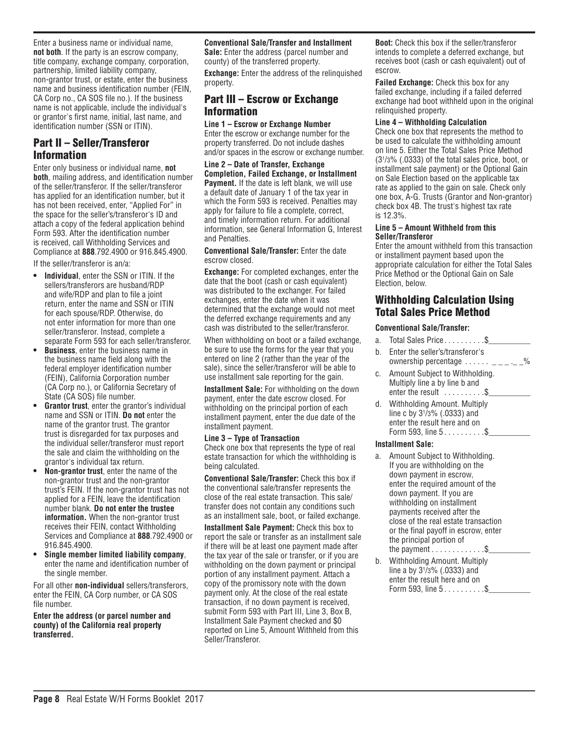Enter a business name or individual name, **not both**. If the party is an escrow company, title company, exchange company, corporation, partnership, limited liability company, non-grantor trust, or estate, enter the business name and business identification number (FEIN, CA Corp no., CA SOS file no.). If the business name is not applicable, include the individual's or grantor's first name, initial, last name, and identification number (SSN or ITIN).

## Part II – Seller/Transferor Information

Enter only business or individual name, **not both**, mailing address, and identification number of the seller/transferor. If the seller/transferor has applied for an identification number, but it has not been received, enter, "Applied For" in the space for the seller's/transferor's ID and attach a copy of the federal application behind Form 593. After the identification number is received, call Withholding Services and Compliance at **888**.792.4900 or 916.845.4900.

If the seller/transferor is an/a:

- **Individual**, enter the SSN or ITIN. If the sellers/transferors are husband/RDP and wife/RDP and plan to file a joint return, enter the name and SSN or ITIN for each spouse/RDP. Otherwise, do not enter information for more than one seller/transferor. Instead, complete a separate Form 593 for each seller/transferor.
- **Business**, enter the business name in the business name field along with the federal employer identification number (FEIN), California Corporation number (CA Corp no.), or California Secretary of State (CA SOS) file number.
- **Grantor trust**, enter the grantor's individual name and SSN or ITIN. **Do not** enter the name of the grantor trust. The grantor trust is disregarded for tax purposes and the individual seller/transferor must report the sale and claim the withholding on the grantor's individual tax return.
- **Non-grantor trust**, enter the name of the non-grantor trust and the non-grantor trust's FEIN. If the non-grantor trust has not applied for a FEIN, leave the identification number blank. **Do not enter the trustee information.** When the non-grantor trust receives their FEIN, contact Withholding Services and Compliance at **888**.792.4900 or 916.845.4900.
- **Single member limited liability company**, enter the name and identification number of the single member.

For all other **non-individual** sellers/transferors, enter the FEIN, CA Corp number, or CA SOS file number.

**Enter the address (or parcel number and county) of the California real property transferred.**

**Conventional Sale/Transfer and Installment Sale:** Enter the address (parcel number and county) of the transferred property.

**Exchange:** Enter the address of the relinquished property.

## Part III – Escrow or Exchange Information

**Line 1 – Escrow or Exchange Number**

Enter the escrow or exchange number for the property transferred. Do not include dashes and/or spaces in the escrow or exchange number.

**Line 2 – Date of Transfer, Exchange Completion, Failed Exchange, or Installment Payment.** If the date is left blank, we will use a default date of January 1 of the tax year in which the Form 593 is received. Penalties may apply for failure to file a complete, correct, and timely information return. For additional information, see General Information G, Interest and Penalties.

**Conventional Sale/Transfer:** Enter the date escrow closed.

**Exchange:** For completed exchanges, enter the date that the boot (cash or cash equivalent) was distributed to the exchanger. For failed exchanges, enter the date when it was determined that the exchange would not meet the deferred exchange requirements and any cash was distributed to the seller/transferor.

When withholding on boot or a failed exchange, be sure to use the forms for the year that you entered on line 2 (rather than the year of the sale), since the seller/transferor will be able to use installment sale reporting for the gain.

**Installment Sale:** For withholding on the down payment, enter the date escrow closed. For withholding on the principal portion of each installment payment, enter the due date of the installment payment.

**Line 3 – Type of Transaction**

Check one box that represents the type of real estate transaction for which the withholding is being calculated.

**Conventional Sale/Transfer:** Check this box if the conventional sale/transfer represents the close of the real estate transaction. This sale/transfer does not contain any conditions such as an installment sale, boot, or failed exchange.

**Installment Sale Payment:** Check this box to report the sale or transfer as an installment sale if there will be at least one payment made after the tax year of the sale or transfer, or if you are withholding on the down payment or principal portion of any installment payment. Attach a copy of the promissory note with the down payment only. At the close of the real estate transaction, if no down payment is received, submit Form 593 with Part III, Line 3, Box B, Installment Sale Payment checked and $0 reported on Line 5, Amount Withheld from this Seller/Transferor.

**Boot:** Check this box if the seller/transferor intends to complete a deferred exchange, but receives boot (cash or cash equivalent) out of escrow.

**Failed Exchange:** Check this box for any failed exchange, including if a failed deferred exchange had boot withheld upon in the original relinquished property.

**Line 4 – Withholding Calculation**

Check one box that represents the method to be used to calculate the withholding amount on line 5. Either the Total Sales Price Method ($3^1/_3$% (.0333) of the total sales price, boot, or installment sale payment) or the Optional Gain on Sale Election based on the applicable tax rate as applied to the gain on sale. Check only one box, A-G. Trusts (Grantor and Non-grantor) check box 4B. The trust's highest tax rate is 12.3%.

**Line 5 – Amount Withheld from this Seller/Transferor**

Enter the amount withheld from this transaction or installment payment based upon the appropriate calculation for either the Total Sales Price Method or the Optional Gain on Sale Election, below.

## Withholding Calculation Using Total Sales Price Method

**Conventional Sale/Transfer:**

a. Total Sales Price . . . . . . . . . .$__________

b. Enter the seller's/transferor's ownership percentage . . . . . . ___.__%

c. Amount Subject to Withholding. Multiply line a by line b and enter the result . . . . . . . . . .$__________

d. Withholding Amount. Multiply line c by $3^1/_3$% (.0333) and enter the result here and on Form 593, line 5 . . . . . . . . . .$__________

**Installment Sale:**

a. Amount Subject to Withholding. If you are withholding on the down payment in escrow, enter the required amount of the down payment. If you are withholding on installment payments received after the close of the real estate transaction or the final payoff in escrow, enter the principal portion of the payment . . . . . . . . . . . .$__________

b. Withholding Amount. Multiply line a by $3^1/_3$% (.0333) and enter the result here and on Form 593, line 5 . . . . . . . . . .$__________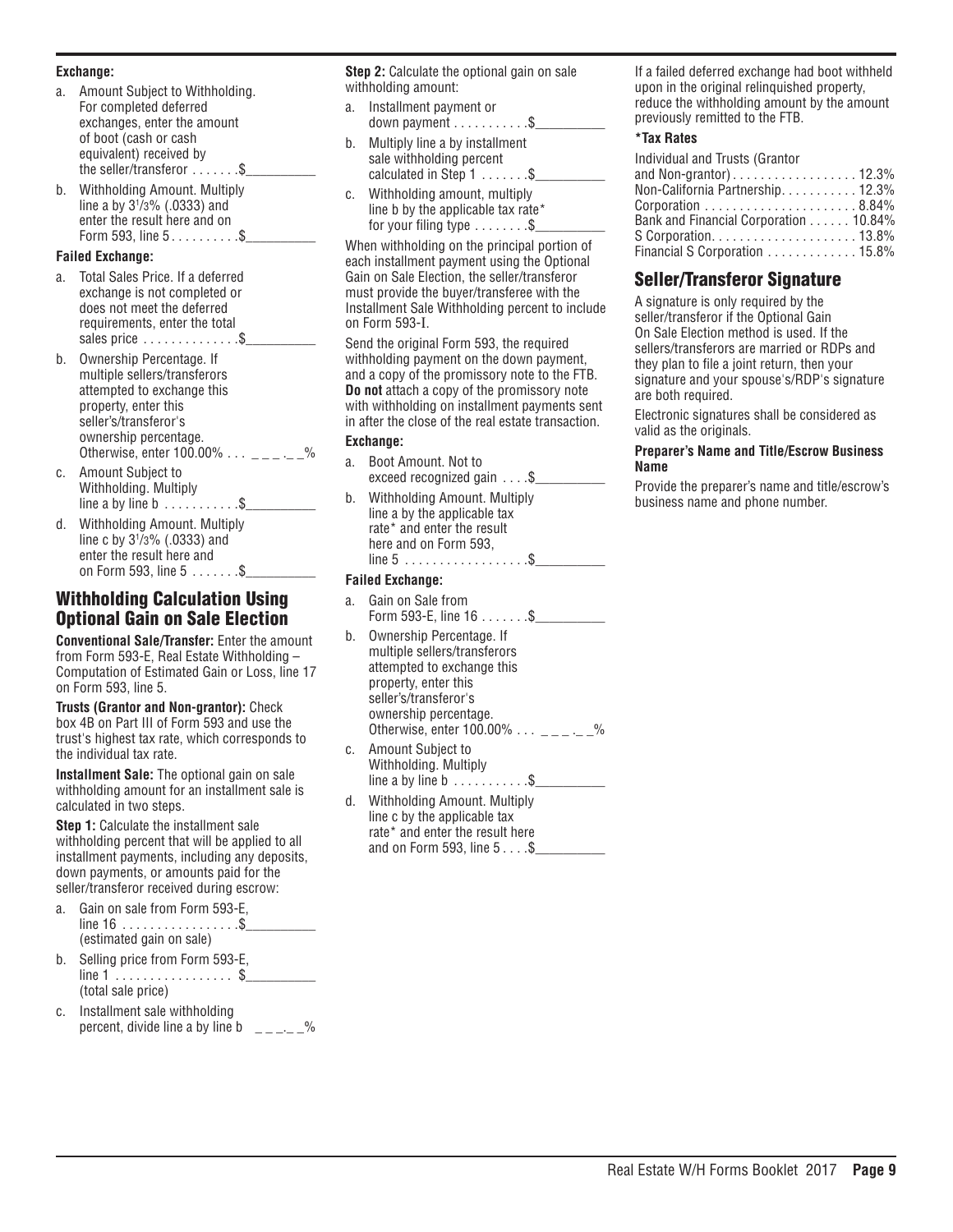**Exchange:**

a. Amount Subject to Withholding. For completed deferred exchanges, enter the amount of boot (cash or cash equivalent) received by the seller/transferor . . . . . . .$__________

b. Withholding Amount. Multiply line a by $3^1/_3$% (.0333) and enter the result here and on Form 593, line 5 . . . . . . . . . .$__________

**Failed Exchange:**

a. Total Sales Price. If a deferred exchange is not completed or does not meet the deferred requirements, enter the total sales price . . . . . . . . . . . . . .$__________

b. Ownership Percentage. If multiple sellers/transferors attempted to exchange this property, enter this seller's/transferor's ownership percentage. Otherwise, enter 100.00% . . . _ _ _ . _ _%

c. Amount Subject to Withholding. Multiply line a by line b . . . . . . . . . . .$__________

d. Withholding Amount. Multiply line c by $3^1/_3$% (.0333) and enter the result here and on Form 593, line 5 . . . . . . .$__________

## Withholding Calculation Using Optional Gain on Sale Election

**Conventional Sale/Transfer:** Enter the amount from Form 593-E, Real Estate Withholding – Computation of Estimated Gain or Loss, line 17 on Form 593, line 5.

**Trusts (Grantor and Non-grantor):** Check box 4B on Part III of Form 593 and use the trust's highest tax rate, which corresponds to the individual tax rate.

**Installment Sale:** The optional gain on sale withholding amount for an installment sale is calculated in two steps.

**Step 1:** Calculate the installment sale withholding percent that will be applied to all installment payments, including any deposits, down payments, or amounts paid for the seller/transferor received during escrow:

a. Gain on sale from Form 593-E, line 16 . . . . . . . . . . . . . . . . .$__________ (estimated gain on sale)

b. Selling price from Form 593-E, line 1 . . . . . . . . . . . . . . . . . $__________ (total sale price)

c. Installment sale withholding percent, divide line a by line b _ _ _ . _ _%

**Step 2:** Calculate the optional gain on sale withholding amount:

a. Installment payment or down payment . . . . . . . . . . .$__________

b. Multiply line a by installment sale withholding percent calculated in Step 1 . . . . . . .$__________

c. Withholding amount, multiply line b by the applicable tax rate* for your filing type . . . . . . . .$__________

When withholding on the principal portion of each installment payment using the Optional Gain on Sale Election, the seller/transferor must provide the buyer/transferee with the Installment Sale Withholding percent to include on Form 593-I.

Send the original Form 593, the required withholding payment on the down payment, and a copy of the promissory note to the FTB. **Do not** attach a copy of the promissory note with withholding on installment payments sent in after the close of the real estate transaction.

**Exchange:**

a. Boot Amount. Not to exceed recognized gain . . . .$__________

b. Withholding Amount. Multiply line a by the applicable tax rate* and enter the result here and on Form 593, line 5 . . . . . . . . . . . . . . . . . .$__________

**Failed Exchange:**

a. Gain on Sale from Form 593-E, line 16 . . . . . . .$__________

b. Ownership Percentage. If multiple sellers/transferors attempted to exchange this property, enter this seller's/transferor's ownership percentage. Otherwise, enter 100.00% . . . _ _ _ . _ _%

c. Amount Subject to Withholding. Multiply line a by line b . . . . . . . . . . .$__________

d. Withholding Amount. Multiply line c by the applicable tax rate* and enter the result here and on Form 593, line 5 . . . .$__________

If a failed deferred exchange had boot withheld upon in the original relinquished property, reduce the withholding amount by the amount previously remitted to the FTB.

**\*Tax Rates**

| | |
|---|---|
| Individual and Trusts (Grantor and Non-grantor) | 12.3% |
| Non-California Partnership | 12.3% |
| Corporation | 8.84% |
| Bank and Financial Corporation | 10.84% |
| S Corporation | 13.8% |
| Financial S Corporation | 15.8% |

## Seller/Transferor Signature

A signature is only required by the seller/transferor if the Optional Gain On Sale Election method is used. If the sellers/transferors are married or RDPs and they plan to file a joint return, then your signature and your spouse's/RDP's signature are both required.

Electronic signatures shall be considered as valid as the originals.

**Preparer's Name and Title/Escrow Business Name**

Provide the preparer's name and title/escrow's business name and phone number.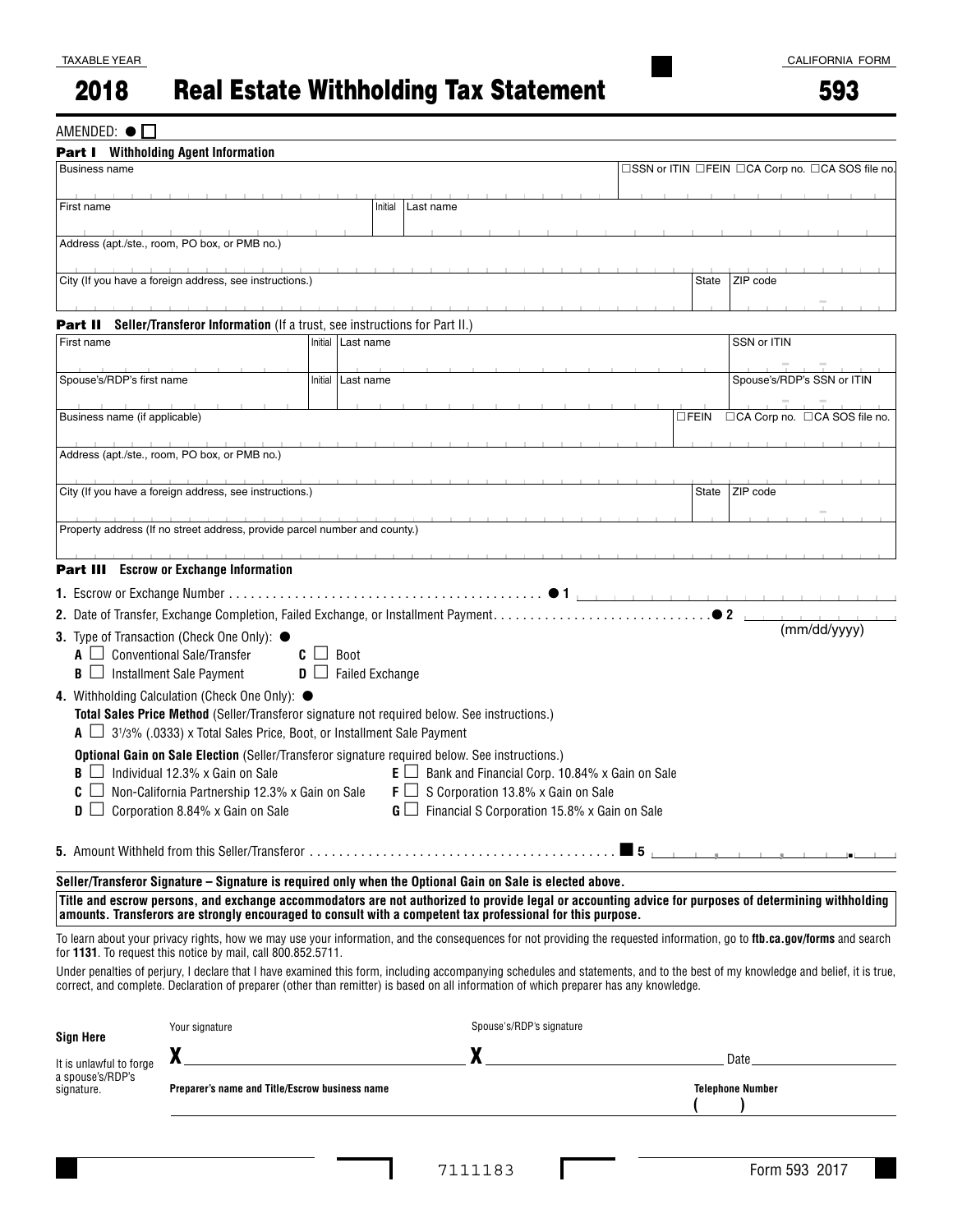TAXABLE YEAR

# 2018 Real Estate Withholding Tax Statement

CALIFORNIA FORM

# 593

AMENDED: ● ☐

## Part I Withholding Agent Information

| Business name | ☐SSN or ITIN ☐FEIN ☐CA Corp no. ☐CA SOS file no. |
|---|---|
| First name | Initial | Last name |
| Address (apt./ste., room, PO box, or PMB no.) | |
| City (If you have a foreign address, see instructions.) | State | ZIP code |

## Part II Seller/Transferor Information (If a trust, see instructions for Part II.)

| First name | Initial | Last name | SSN or ITIN |
|---|---|---|---|
| Spouse's/RDP's first name | Initial | Last name | Spouse's/RDP's SSN or ITIN |
| Business name (if applicable) | | ☐FEIN | ☐CA Corp no. ☐CA SOS file no. |
| Address (apt./ste., room, PO box, or PMB no.) | | | |
| City (If you have a foreign address, see instructions.) | | State | ZIP code |
| Property address (If no street address, provide parcel number and county.) | | | |

## Part III Escrow or Exchange Information

**1.** Escrow or Exchange Number . . . . . . . . . . . . . . . . . . . . . . . . . . . . . . . . . . . . . . . . . . . ● 1

**2.** Date of Transfer, Exchange Completion, Failed Exchange, or Installment Payment. . . . . . . . . . . . . . . . . . . . . . . . . . . . . ● 2 (mm/dd/yyyy)

**3.** Type of Transaction (Check One Only): ●

**A** ☐ Conventional Sale/Transfer **C** ☐ Boot

**B** ☐ Installment Sale Payment **D** ☐ Failed Exchange

**4.** Withholding Calculation (Check One Only): ●

**Total Sales Price Method** (Seller/Transferor signature not required below. See instructions.)

**A** ☐ 3[1]/3% (.0333) x Total Sales Price, Boot, or Installment Sale Payment

**Optional Gain on Sale Election** (Seller/Transferor signature required below. See instructions.)

**B** ☐ Individual 12.3% x Gain on Sale

**C** ☐ Non-California Partnership 12.3% x Gain on Sale

**D** ☐ Corporation 8.84% x Gain on Sale

**E** ☐ Bank and Financial Corp. 10.84% x Gain on Sale

**F** ☐ S Corporation 13.8% x Gain on Sale

**G** ☐ Financial S Corporation 15.8% x Gain on Sale

**5.** Amount Withheld from this Seller/Transferor . . . . . . . . . . . . . . . . . . . . . . . . . . . . . . . . . . . . . . . . . ■ 5

**Seller/Transferor Signature – Signature is required only when the Optional Gain on Sale is elected above.**

**Title and escrow persons, and exchange accommodators are not authorized to provide legal or accounting advice for purposes of determining withholding amounts. Transferors are strongly encouraged to consult with a competent tax professional for this purpose.**

To learn about your privacy rights, how we may use your information, and the consequences for not providing the requested information, go to **ftb.ca.gov/forms** and search for **1131**. To request this notice by mail, call 800.852.5711.

Under penalties of perjury, I declare that I have examined this form, including accompanying schedules and statements, and to the best of my knowledge and belief, it is true, correct, and complete. Declaration of preparer (other than remitter) is based on all information of which preparer has any knowledge.

**Sign Here**

It is unlawful to forge a spouse's/RDP's signature.

Your signature **X** ______________ Spouse's/RDP's signature **X** ______________ Date ______________

**Preparer's name and Title/Escrow business name** **Telephone Number** ( )

7111183

Form 593 2017